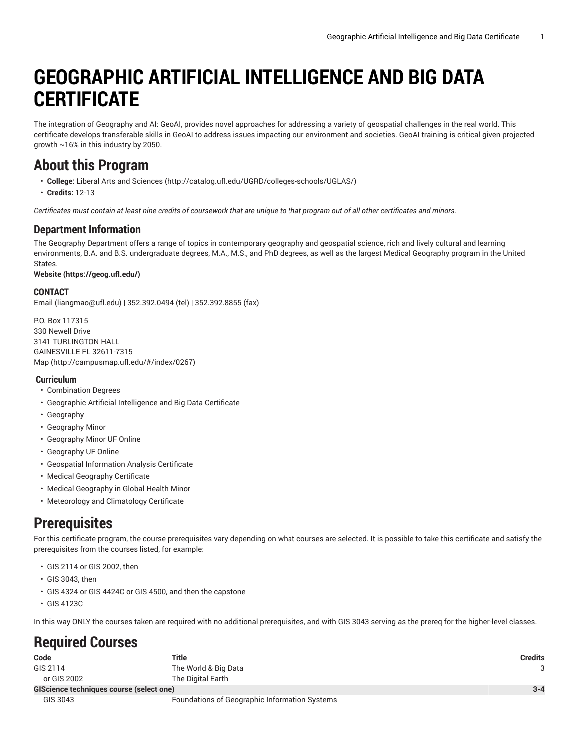# GEOGRAPHIC ARTIFICIAL INTELLIGENCE AND BIG DATA CERTIFICATE

The integration of Geography and AI: GeoAI, provides novel approaches for addressing a variety of geospatial challenges in the real world. This certificate develops transferable skills in GeoAI to address issues impacting our environment and societies. GeoAI training is critical given projected growth ~16% in this industry by 2050.

## About this Program

- **College:** Liberal Arts and Sciences (http://catalog.ufl.edu/UGRD/colleges-schools/UGLAS/)
- **Credits:** 12-13

*Certificates must contain at least nine credits of coursework that are unique to that program out of all other certificates and minors.*

### Department Information

The Geography Department offers a range of topics in contemporary geography and geospatial science, rich and lively cultural and learning environments, B.A. and B.S. undergraduate degrees, M.A., M.S., and PhD degrees, as well as the largest Medical Geography program in the United States.

**Website (https://geog.ufl.edu/)**

#### CONTACT

Email (liangmao@ufl.edu) | 352.392.0494 (tel) | 352.392.8855 (fax)

P.O. Box 117315
330 Newell Drive
3141 TURLINGTON HALL
GAINESVILLE FL 32611-7315
Map (http://campusmap.ufl.edu/#/index/0267)

#### Curriculum

- Combination Degrees
- Geographic Artificial Intelligence and Big Data Certificate
- Geography
- Geography Minor
- Geography Minor UF Online
- Geography UF Online
- Geospatial Information Analysis Certificate
- Medical Geography Certificate
- Medical Geography in Global Health Minor
- Meteorology and Climatology Certificate

## Prerequisites

For this certificate program, the course prerequisites vary depending on what courses are selected. It is possible to take this certificate and satisfy the prerequisites from the courses listed, for example:

- GIS 2114 or GIS 2002, then
- GIS 3043, then
- GIS 4324 or GIS 4424C or GIS 4500, and then the capstone
- GIS 4123C

In this way ONLY the courses taken are required with no additional prerequisites, and with GIS 3043 serving as the prereq for the higher-level classes.

## Required Courses

| Code | Title | Credits |
|---|---|---|
| GIS 2114 | The World & Big Data | 3 |
| or GIS 2002 | The Digital Earth | |
| **GIScience techniques course (select one)** | | **3-4** |
| GIS 3043 | Foundations of Geographic Information Systems | |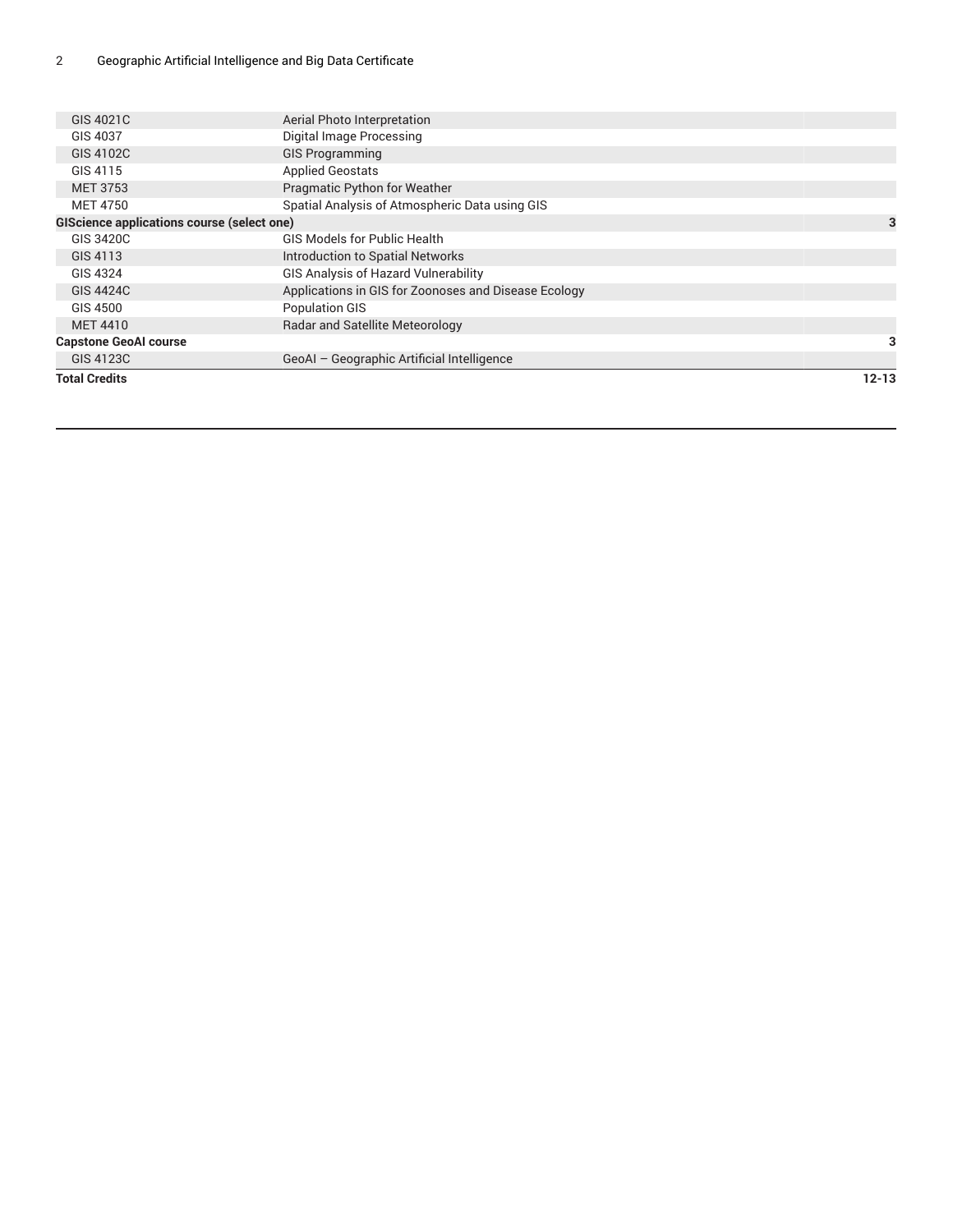| | | |
|---|---|---|
| GIS 4021C | Aerial Photo Interpretation | |
| GIS 4037 | Digital Image Processing | |
| GIS 4102C | GIS Programming | |
| GIS 4115 | Applied Geostats | |
| MET 3753 | Pragmatic Python for Weather | |
| MET 4750 | Spatial Analysis of Atmospheric Data using GIS | |
| **GIScience applications course (select one)** | | **3** |
| GIS 3420C | GIS Models for Public Health | |
| GIS 4113 | Introduction to Spatial Networks | |
| GIS 4324 | GIS Analysis of Hazard Vulnerability | |
| GIS 4424C | Applications in GIS for Zoonoses and Disease Ecology | |
| GIS 4500 | Population GIS | |
| MET 4410 | Radar and Satellite Meteorology | |
| **Capstone GeoAI course** | | **3** |
| GIS 4123C | GeoAI – Geographic Artificial Intelligence | |
| **Total Credits** | | **12-13** |